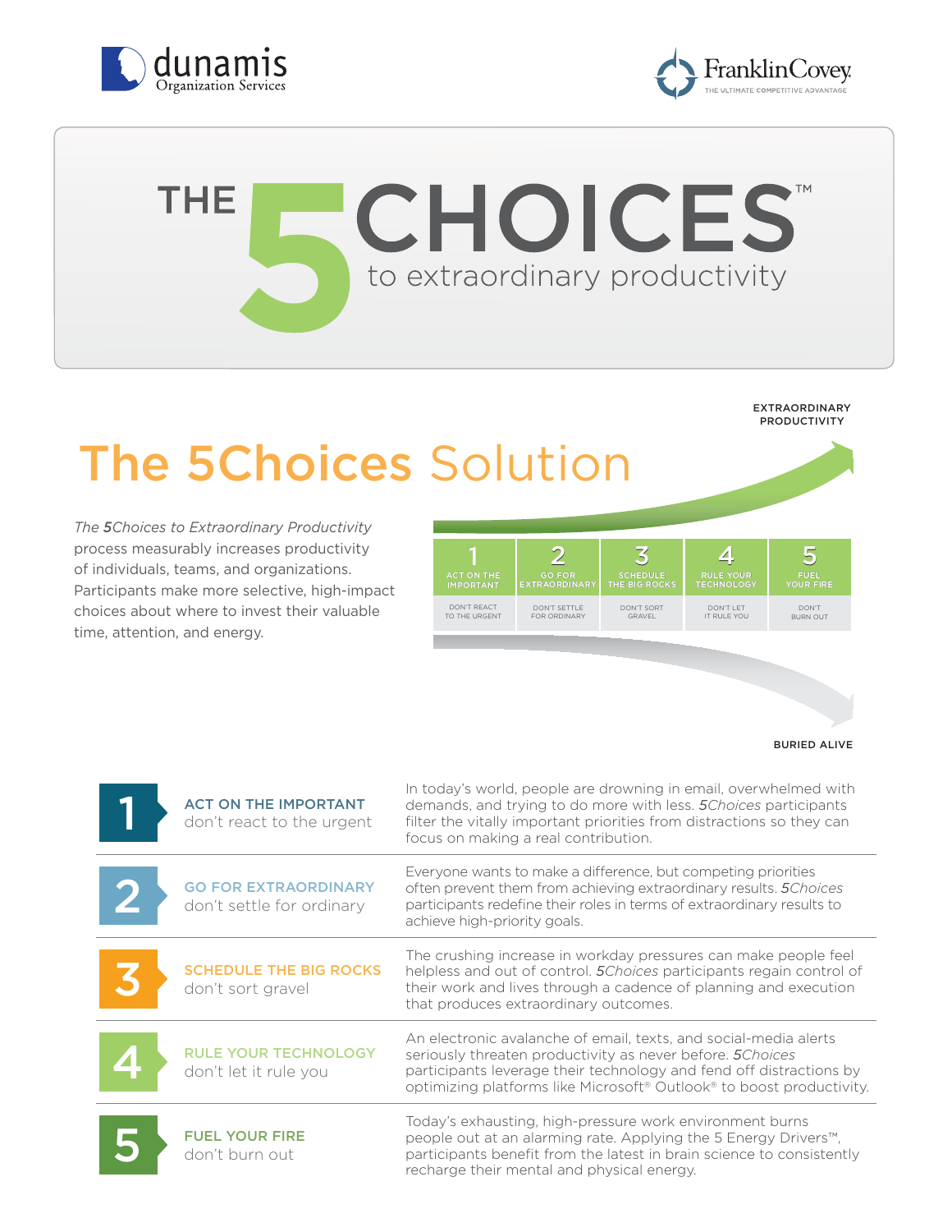dunamis Organization Services

FranklinCovey THE ULTIMATE COMPETITIVE ADVANTAGE

# THE 5 CHOICES™ to extraordinary productivity

## The 5Choices Solution

*The **5**Choices to Extraordinary Productivity* process measurably increases productivity of individuals, teams, and organizations. Participants make more selective, high-impact choices about where to invest their valuable time, attention, and energy.

EXTRAORDINARY PRODUCTIVITY

| 1 | 2 | 3 | 4 | 5 |
|---|---|---|---|---|
| ACT ON THE IMPORTANT | GO FOR EXTRAORDINARY | SCHEDULE THE BIG ROCKS | RULE YOUR TECHNOLOGY | FUEL YOUR FIRE |
| DON'T REACT TO THE URGENT | DON'T SETTLE FOR ORDINARY | DON'T SORT GRAVEL | DON'T LET IT RULE YOU | DON'T BURN OUT |

BURIED ALIVE

| | | |
|---|---|---|
| **1** | **ACT ON THE IMPORTANT** don't react to the urgent | In today's world, people are drowning in email, overwhelmed with demands, and trying to do more with less. *5Choices* participants filter the vitally important priorities from distractions so they can focus on making a real contribution. |
| **2** | **GO FOR EXTRAORDINARY** don't settle for ordinary | Everyone wants to make a difference, but competing priorities often prevent them from achieving extraordinary results. *5Choices* participants redefine their roles in terms of extraordinary results to achieve high-priority goals. |
| **3** | **SCHEDULE THE BIG ROCKS** don't sort gravel | The crushing increase in workday pressures can make people feel helpless and out of control. *5Choices* participants regain control of their work and lives through a cadence of planning and execution that produces extraordinary outcomes. |
| **4** | **RULE YOUR TECHNOLOGY** don't let it rule you | An electronic avalanche of email, texts, and social-media alerts seriously threaten productivity as never before. *5Choices* participants leverage their technology and fend off distractions by optimizing platforms like Microsoft® Outlook® to boost productivity. |
| **5** | **FUEL YOUR FIRE** don't burn out | Today's exhausting, high-pressure work environment burns people out at an alarming rate. Applying the 5 Energy Drivers™, participants benefit from the latest in brain science to consistently recharge their mental and physical energy. |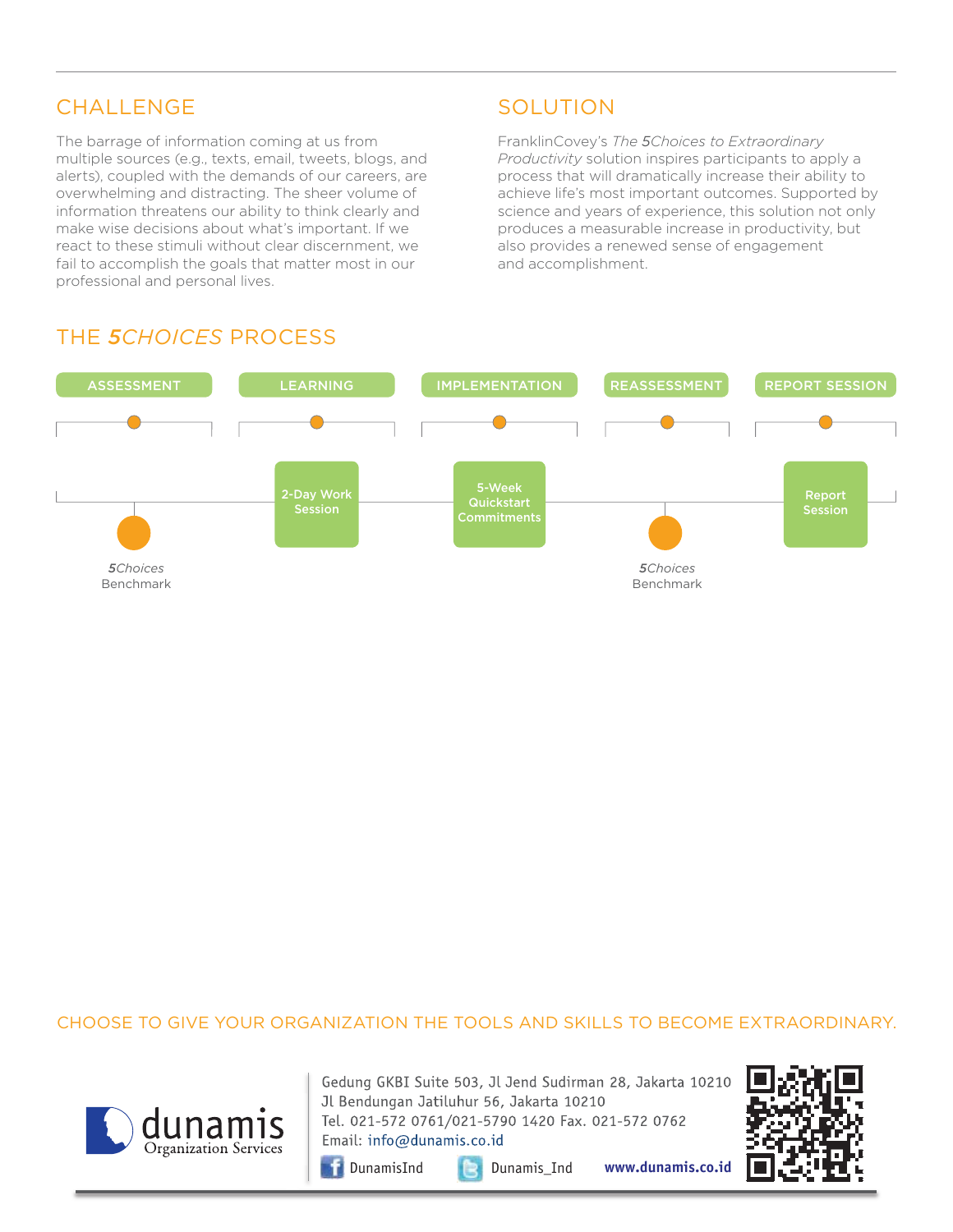## CHALLENGE

The barrage of information coming at us from multiple sources (e.g., texts, email, tweets, blogs, and alerts), coupled with the demands of our careers, are overwhelming and distracting. The sheer volume of information threatens our ability to think clearly and make wise decisions about what's important. If we react to these stimuli without clear discernment, we fail to accomplish the goals that matter most in our professional and personal lives.

## SOLUTION

FranklinCovey's *The 5Choices to Extraordinary Productivity* solution inspires participants to apply a process that will dramatically increase their ability to achieve life's most important outcomes. Supported by science and years of experience, this solution not only produces a measurable increase in productivity, but also provides a renewed sense of engagement and accomplishment.

## THE *5CHOICES* PROCESS

ASSESSMENT

LEARNING

IMPLEMENTATION

REASSESSMENT

REPORT SESSION

*5Choices* Benchmark

2-Day Work Session

5-Week Quickstart Commitments

*5Choices* Benchmark

Report Session

CHOOSE TO GIVE YOUR ORGANIZATION THE TOOLS AND SKILLS TO BECOME EXTRAORDINARY.

dunamis
Organization Services

Gedung GKBI Suite 503, Jl Jend Sudirman 28, Jakarta 10210
Jl Bendungan Jatiluhur 56, Jakarta 10210
Tel. 021-572 0761/021-5790 1420 Fax. 021-572 0762
Email: info@dunamis.co.id

DunamisInd Dunamis_Ind www.dunamis.co.id